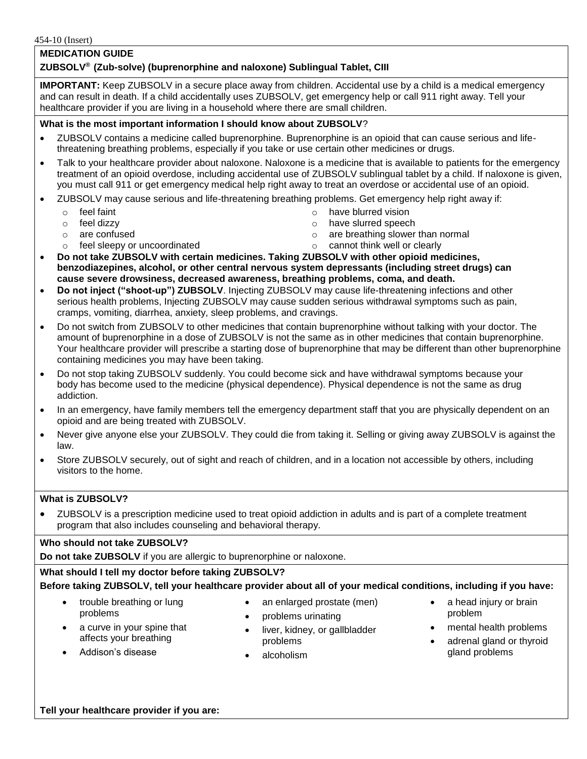454-10 (Insert)

## MEDICATION GUIDE

**ZUBSOLV® (Zub-solve) (buprenorphine and naloxone) Sublingual Tablet, CIII**

**IMPORTANT:** Keep ZUBSOLV in a secure place away from children. Accidental use by a child is a medical emergency and can result in death. If a child accidentally uses ZUBSOLV, get emergency help or call 911 right away. Tell your healthcare provider if you are living in a household where there are small children.

**What is the most important information I should know about ZUBSOLV?**

- ZUBSOLV contains a medicine called buprenorphine. Buprenorphine is an opioid that can cause serious and life-threatening breathing problems, especially if you take or use certain other medicines or drugs.
- Talk to your healthcare provider about naloxone. Naloxone is a medicine that is available to patients for the emergency treatment of an opioid overdose, including accidental use of ZUBSOLV sublingual tablet by a child. If naloxone is given, you must call 911 or get emergency medical help right away to treat an overdose or accidental use of an opioid.
- ZUBSOLV may cause serious and life-threatening breathing problems. Get emergency help right away if:
  - feel faint
  - feel dizzy
  - are confused
  - feel sleepy or uncoordinated
  - have blurred vision
  - have slurred speech
  - are breathing slower than normal
  - cannot think well or clearly
- **Do not take ZUBSOLV with certain medicines. Taking ZUBSOLV with other opioid medicines, benzodiazepines, alcohol, or other central nervous system depressants (including street drugs) can cause severe drowsiness, decreased awareness, breathing problems, coma, and death.**
- **Do not inject ("shoot-up") ZUBSOLV**. Injecting ZUBSOLV may cause life-threatening infections and other serious health problems, Injecting ZUBSOLV may cause sudden serious withdrawal symptoms such as pain, cramps, vomiting, diarrhea, anxiety, sleep problems, and cravings.
- Do not switch from ZUBSOLV to other medicines that contain buprenorphine without talking with your doctor. The amount of buprenorphine in a dose of ZUBSOLV is not the same as in other medicines that contain buprenorphine. Your healthcare provider will prescribe a starting dose of buprenorphine that may be different than other buprenorphine containing medicines you may have been taking.
- Do not stop taking ZUBSOLV suddenly. You could become sick and have withdrawal symptoms because your body has become used to the medicine (physical dependence). Physical dependence is not the same as drug addiction.
- In an emergency, have family members tell the emergency department staff that you are physically dependent on an opioid and are being treated with ZUBSOLV.
- Never give anyone else your ZUBSOLV. They could die from taking it. Selling or giving away ZUBSOLV is against the law.
- Store ZUBSOLV securely, out of sight and reach of children, and in a location not accessible by others, including visitors to the home.

**What is ZUBSOLV?**

- ZUBSOLV is a prescription medicine used to treat opioid addiction in adults and is part of a complete treatment program that also includes counseling and behavioral therapy.

**Who should not take ZUBSOLV?**

**Do not take ZUBSOLV** if you are allergic to buprenorphine or naloxone.

**What should I tell my doctor before taking ZUBSOLV?**

**Before taking ZUBSOLV, tell your healthcare provider about all of your medical conditions, including if you have:**

- trouble breathing or lung problems
- a curve in your spine that affects your breathing
- Addison's disease
- an enlarged prostate (men)
- problems urinating
- liver, kidney, or gallbladder problems
- alcoholism
- a head injury or brain problem
- mental health problems
- adrenal gland or thyroid gland problems

**Tell your healthcare provider if you are:**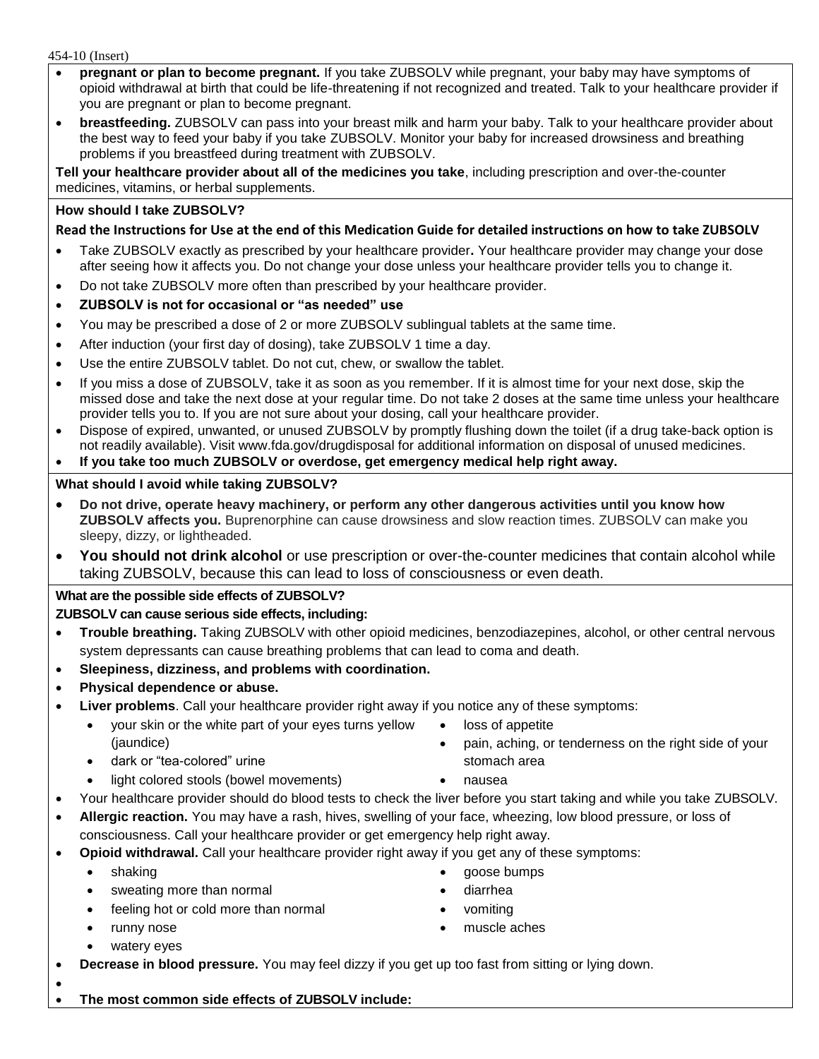- **pregnant or plan to become pregnant.** If you take ZUBSOLV while pregnant, your baby may have symptoms of opioid withdrawal at birth that could be life-threatening if not recognized and treated. Talk to your healthcare provider if you are pregnant or plan to become pregnant.
- **breastfeeding.** ZUBSOLV can pass into your breast milk and harm your baby. Talk to your healthcare provider about the best way to feed your baby if you take ZUBSOLV. Monitor your baby for increased drowsiness and breathing problems if you breastfeed during treatment with ZUBSOLV.

**Tell your healthcare provider about all of the medicines you take**, including prescription and over-the-counter medicines, vitamins, or herbal supplements.

### How should I take ZUBSOLV?

**Read the Instructions for Use at the end of this Medication Guide for detailed instructions on how to take ZUBSOLV**

- Take ZUBSOLV exactly as prescribed by your healthcare provider**.** Your healthcare provider may change your dose after seeing how it affects you. Do not change your dose unless your healthcare provider tells you to change it.
- Do not take ZUBSOLV more often than prescribed by your healthcare provider.
- **ZUBSOLV is not for occasional or "as needed" use**
- You may be prescribed a dose of 2 or more ZUBSOLV sublingual tablets at the same time.
- After induction (your first day of dosing), take ZUBSOLV 1 time a day.
- Use the entire ZUBSOLV tablet. Do not cut, chew, or swallow the tablet.
- If you miss a dose of ZUBSOLV, take it as soon as you remember. If it is almost time for your next dose, skip the missed dose and take the next dose at your regular time. Do not take 2 doses at the same time unless your healthcare provider tells you to. If you are not sure about your dosing, call your healthcare provider.
- Dispose of expired, unwanted, or unused ZUBSOLV by promptly flushing down the toilet (if a drug take-back option is not readily available). Visit www.fda.gov/drugdisposal for additional information on disposal of unused medicines.
- **If you take too much ZUBSOLV or overdose, get emergency medical help right away.**

### What should I avoid while taking ZUBSOLV?

- **Do not drive, operate heavy machinery, or perform any other dangerous activities until you know how ZUBSOLV affects you.** Buprenorphine can cause drowsiness and slow reaction times. ZUBSOLV can make you sleepy, dizzy, or lightheaded.
- **You should not drink alcohol** or use prescription or over-the-counter medicines that contain alcohol while taking ZUBSOLV, because this can lead to loss of consciousness or even death.

### What are the possible side effects of ZUBSOLV?

**ZUBSOLV can cause serious side effects, including:**

- **Trouble breathing.** Taking ZUBSOLV with other opioid medicines, benzodiazepines, alcohol, or other central nervous system depressants can cause breathing problems that can lead to coma and death.
- **Sleepiness, dizziness, and problems with coordination.**
- **Physical dependence or abuse.**
- **Liver problems**. Call your healthcare provider right away if you notice any of these symptoms:
  - your skin or the white part of your eyes turns yellow (jaundice)
  - dark or "tea-colored" urine
  - light colored stools (bowel movements)
  - loss of appetite
  - pain, aching, or tenderness on the right side of your stomach area
  - nausea
- Your healthcare provider should do blood tests to check the liver before you start taking and while you take ZUBSOLV.
- **Allergic reaction.** You may have a rash, hives, swelling of your face, wheezing, low blood pressure, or loss of consciousness. Call your healthcare provider or get emergency help right away.
- **Opioid withdrawal.** Call your healthcare provider right away if you get any of these symptoms:
  - shaking
  - sweating more than normal
  - feeling hot or cold more than normal
  - runny nose
  - watery eyes
  - goose bumps
  - diarrhea
  - vomiting
  - muscle aches
- **Decrease in blood pressure.** You may feel dizzy if you get up too fast from sitting or lying down.
- **The most common side effects of ZUBSOLV include:**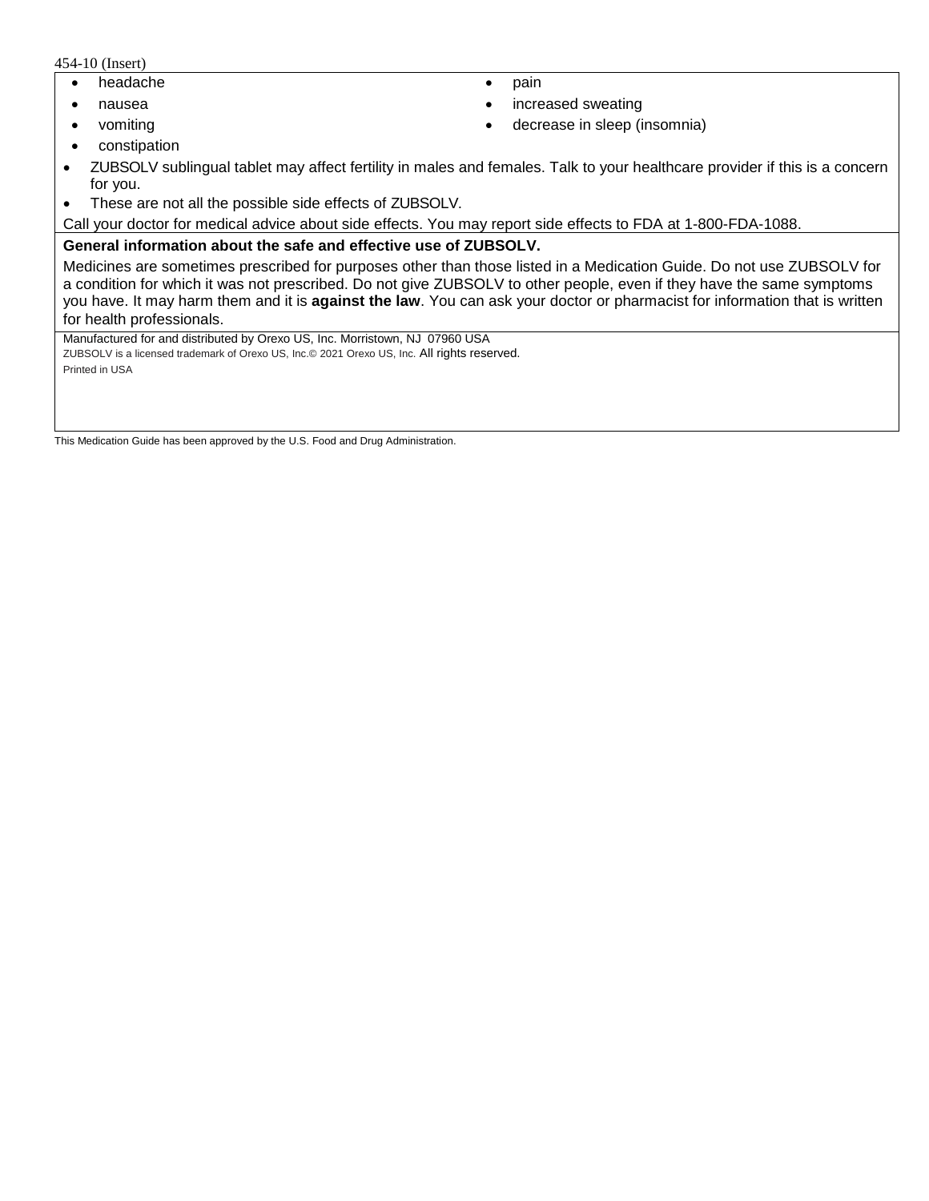454-10 (Insert)

- headache
- nausea
- vomiting
- constipation
- pain
- increased sweating
- decrease in sleep (insomnia)

- ZUBSOLV sublingual tablet may affect fertility in males and females. Talk to your healthcare provider if this is a concern for you.
- These are not all the possible side effects of ZUBSOLV.

Call your doctor for medical advice about side effects. You may report side effects to FDA at 1-800-FDA-1088.

**General information about the safe and effective use of ZUBSOLV.**

Medicines are sometimes prescribed for purposes other than those listed in a Medication Guide. Do not use ZUBSOLV for a condition for which it was not prescribed. Do not give ZUBSOLV to other people, even if they have the same symptoms you have. It may harm them and it is **against the law**. You can ask your doctor or pharmacist for information that is written for health professionals.

Manufactured for and distributed by Orexo US, Inc. Morristown, NJ 07960 USA

ZUBSOLV is a licensed trademark of Orexo US, Inc.© 2021 Orexo US, Inc. All rights reserved.

Printed in USA

This Medication Guide has been approved by the U.S. Food and Drug Administration.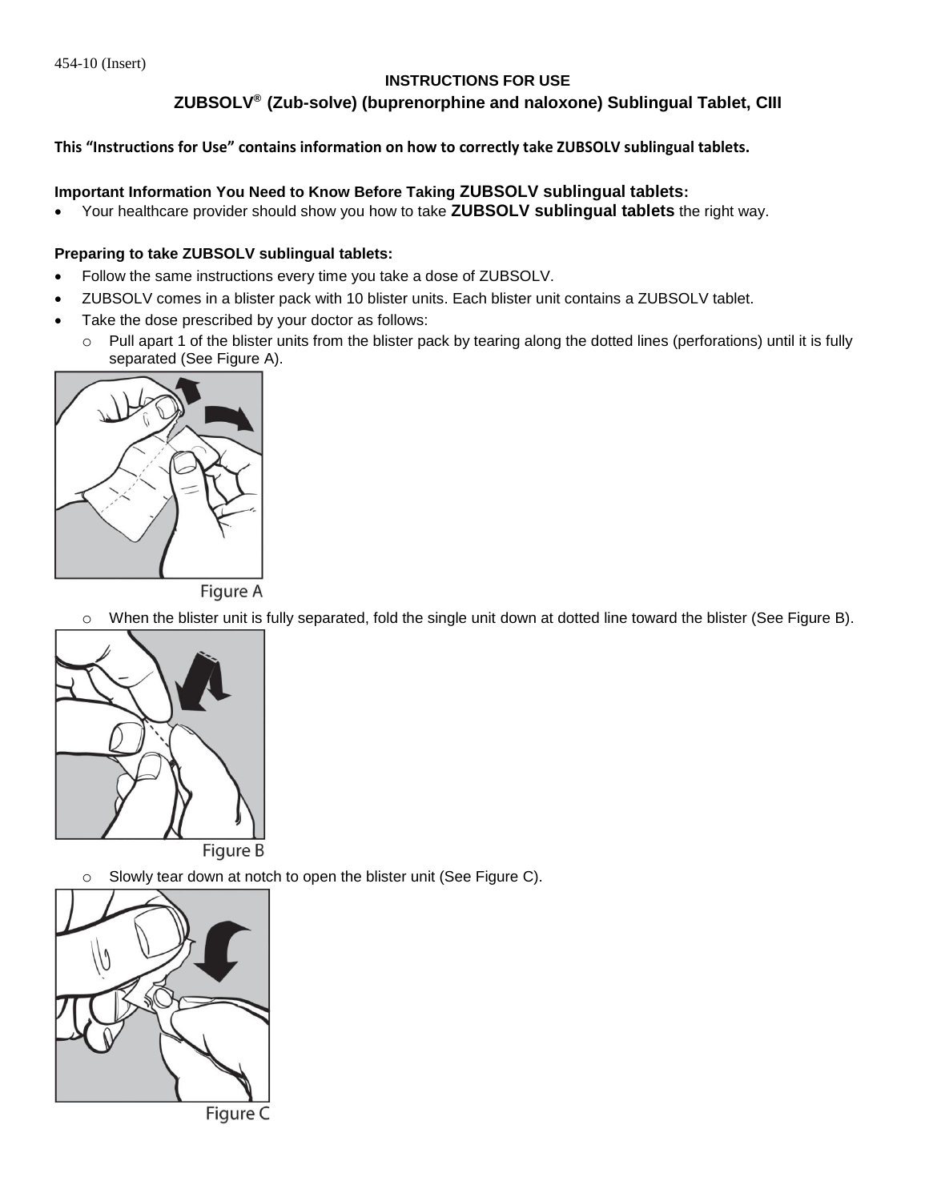454-10 (Insert)

## INSTRUCTIONS FOR USE

## ZUBSOLV® (Zub-solve) (buprenorphine and naloxone) Sublingual Tablet, CIII

**This "Instructions for Use" contains information on how to correctly take ZUBSOLV sublingual tablets.**

**Important Information You Need to Know Before Taking ZUBSOLV sublingual tablets:**

- Your healthcare provider should show you how to take **ZUBSOLV sublingual tablets** the right way.

**Preparing to take ZUBSOLV sublingual tablets:**

- Follow the same instructions every time you take a dose of ZUBSOLV.
- ZUBSOLV comes in a blister pack with 10 blister units. Each blister unit contains a ZUBSOLV tablet.
- Take the dose prescribed by your doctor as follows:
  - Pull apart 1 of the blister units from the blister pack by tearing along the dotted lines (perforations) until it is fully separated (See Figure A).

Figure A

  - When the blister unit is fully separated, fold the single unit down at dotted line toward the blister (See Figure B).

Figure B

  - Slowly tear down at notch to open the blister unit (See Figure C).

Figure C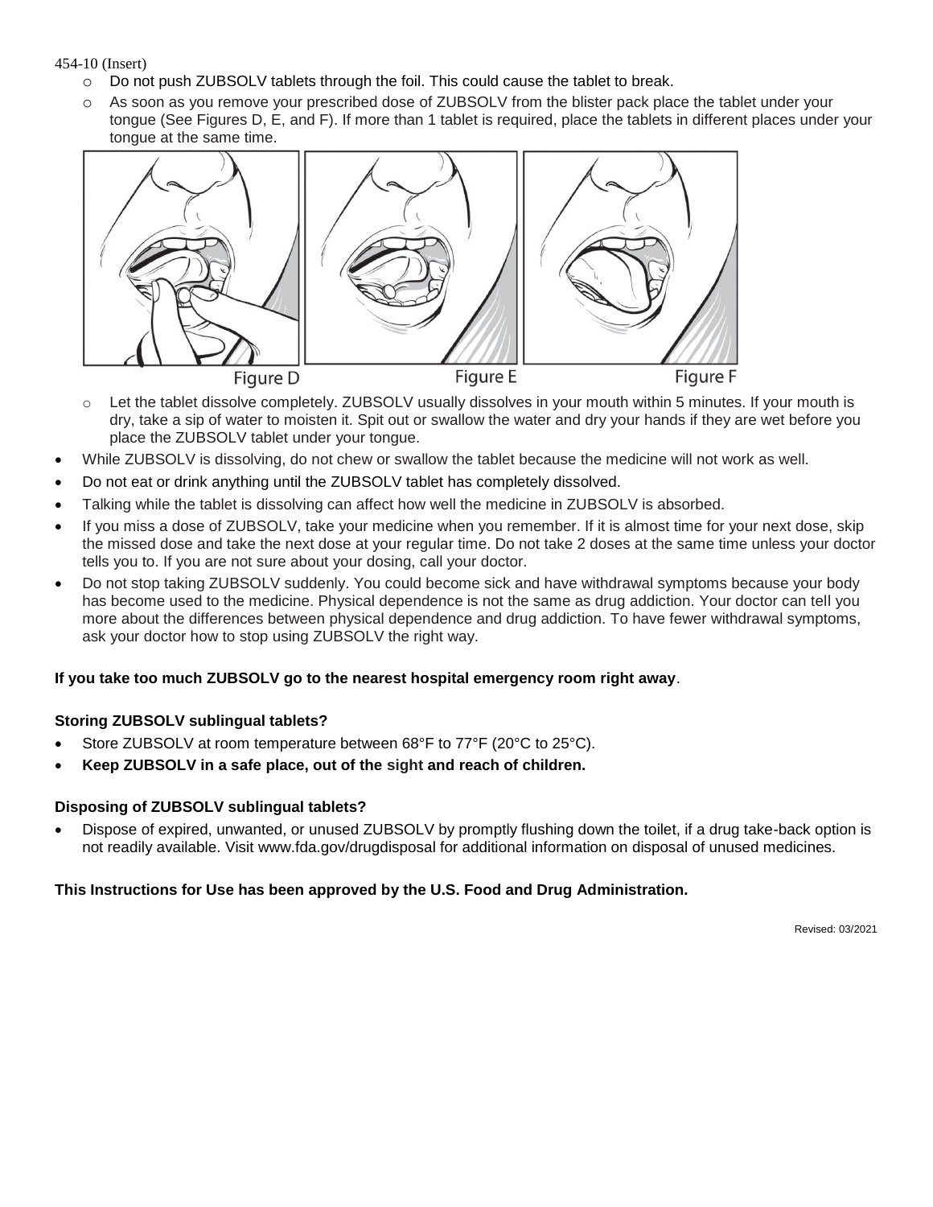- Do not push ZUBSOLV tablets through the foil. This could cause the tablet to break.
- As soon as you remove your prescribed dose of ZUBSOLV from the blister pack place the tablet under your tongue (See Figures D, E, and F). If more than 1 tablet is required, place the tablets in different places under your tongue at the same time.

Figure D Figure E Figure F

- Let the tablet dissolve completely. ZUBSOLV usually dissolves in your mouth within 5 minutes. If your mouth is dry, take a sip of water to moisten it. Spit out or swallow the water and dry your hands if they are wet before you place the ZUBSOLV tablet under your tongue.

- While ZUBSOLV is dissolving, do not chew or swallow the tablet because the medicine will not work as well.
- Do not eat or drink anything until the ZUBSOLV tablet has completely dissolved.
- Talking while the tablet is dissolving can affect how well the medicine in ZUBSOLV is absorbed.
- If you miss a dose of ZUBSOLV, take your medicine when you remember. If it is almost time for your next dose, skip the missed dose and take the next dose at your regular time. Do not take 2 doses at the same time unless your doctor tells you to. If you are not sure about your dosing, call your doctor.
- Do not stop taking ZUBSOLV suddenly. You could become sick and have withdrawal symptoms because your body has become used to the medicine. Physical dependence is not the same as drug addiction. Your doctor can tell you more about the differences between physical dependence and drug addiction. To have fewer withdrawal symptoms, ask your doctor how to stop using ZUBSOLV the right way.

**If you take too much ZUBSOLV go to the nearest hospital emergency room right away**.

**Storing ZUBSOLV sublingual tablets?**

- Store ZUBSOLV at room temperature between 68°F to 77°F (20°C to 25°C).
- **Keep ZUBSOLV in a safe place, out of the sight and reach of children.**

**Disposing of ZUBSOLV sublingual tablets?**

- Dispose of expired, unwanted, or unused ZUBSOLV by promptly flushing down the toilet, if a drug take-back option is not readily available. Visit www.fda.gov/drugdisposal for additional information on disposal of unused medicines.

**This Instructions for Use has been approved by the U.S. Food and Drug Administration.**

Revised: 03/2021